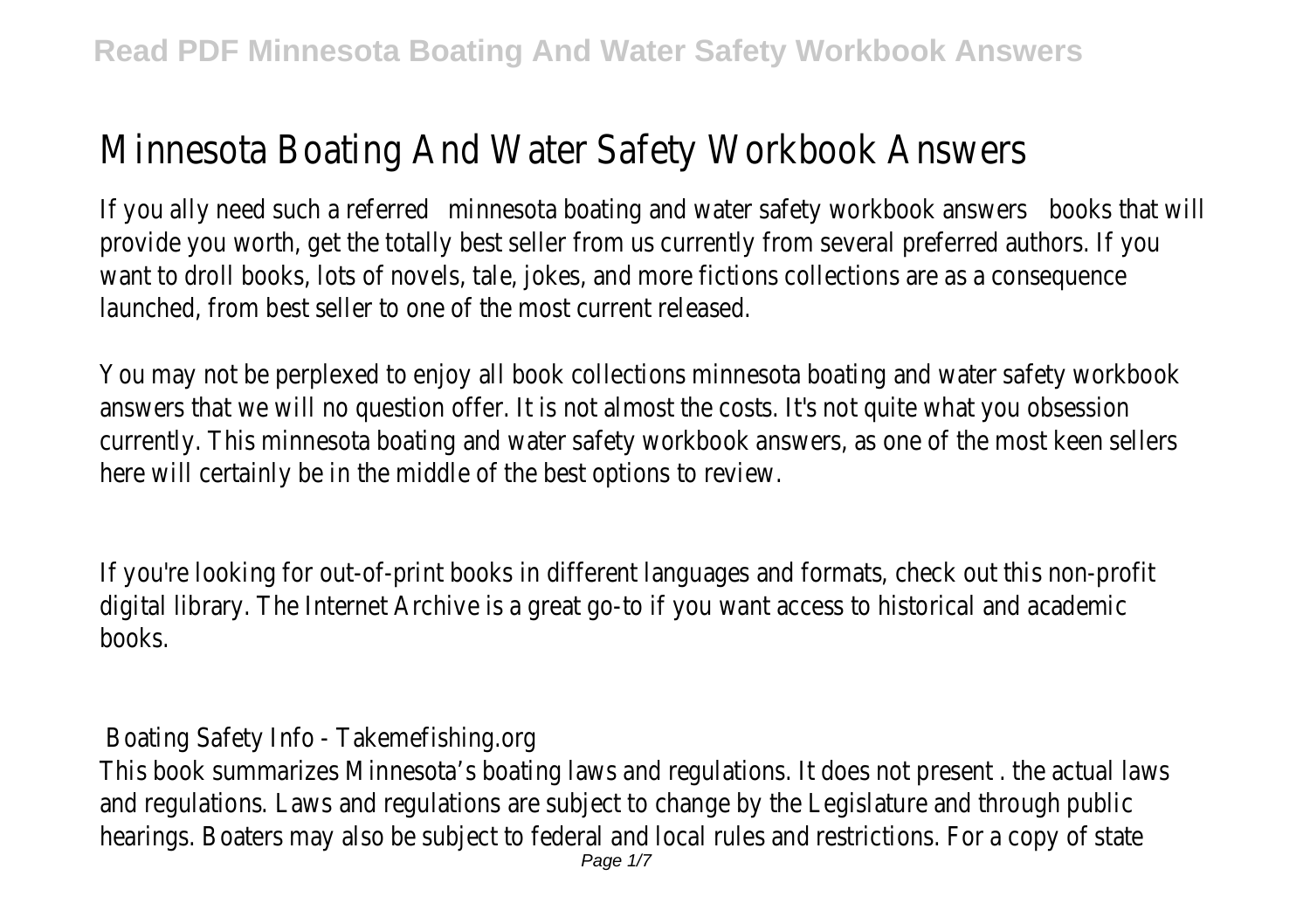# Minnesota Boating And Water Safety Workbook Answers

If you ally need such a referred minnesota boating and water safety workbook answers books that will provide you worth, get the totally best seller from us currently from several preferred authors. If you want to droll books, lots of novels, tale, jokes, and more fictions collections are as a consequence launched, from best seller to one of the most current released.

You may not be perplexed to enjoy all book collections minnesota boating and water safety workbook answers that we will no question offer. It is not almost the costs. It's not quite what you obsession currently. This minnesota boating and water safety workbook answers, as one of the most keen sellers here will certainly be in the middle of the best options to review.

If you're looking for out-of-print books in different languages and formats, check out this non-profit digital library. The Internet Archive is a great go-to if you want access to historical and academic books.

## Boating Safety Info - Takemefishing.org

This book summarizes Minnesota's boating laws and regulations. It does not present . the actual laws and regulations. Laws and regulations are subject to change by the Legislature and through public hearings. Boaters may also be subject to federal and local rules and restrictions. For a copy of state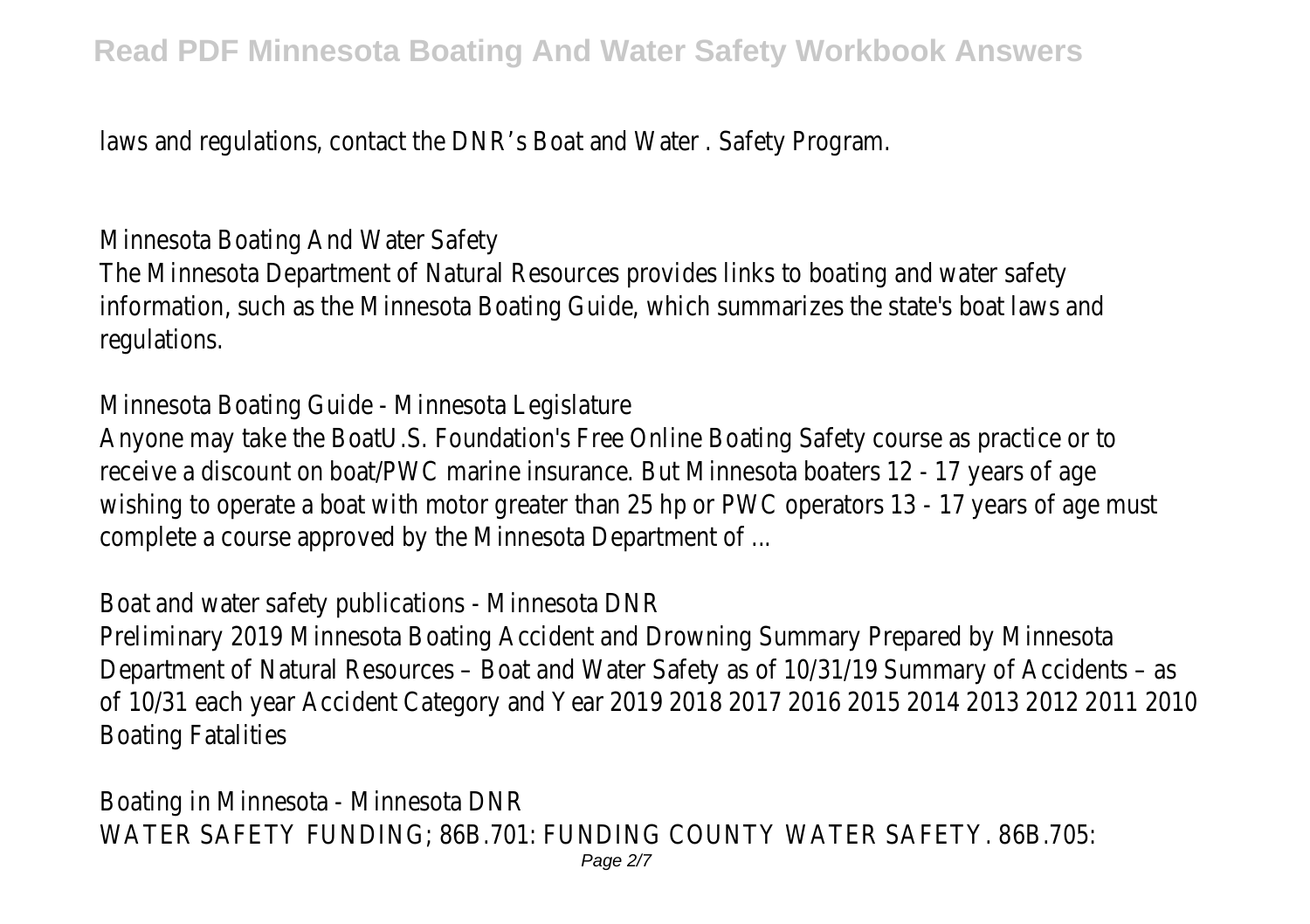laws and regulations, contact the DNR's Boat and Water . Safety Program.

## Minnesota Boating And Water Safety

The Minnesota Department of Natural Resources provides links to boating and water safety information, such as the Minnesota Boating Guide, which summarizes the state's boat laws and regulations.

## Minnesota Boating Guide - Minnesota Legislature

Anyone may take the BoatU.S. Foundation's Free Online Boating Safety course as practice or to receive a discount on boat/PWC marine insurance. But Minnesota boaters 12 - 17 years of age wishing to operate a boat with motor greater than 25 hp or PWC operators 13 - 17 years of age must complete a course approved by the Minnesota Department of ...

## Boat and water safety publications - Minnesota DNR

Preliminary 2019 Minnesota Boating Accident and Drowning Summary Prepared by Minnesota Department of Natural Resources – Boat and Water Safety as of 10/31/19 Summary of Accidents – as of 10/31 each year Accident Category and Year 2019 2018 2017 2016 2015 2014 2013 2012 2011 2010 Boating Fatalities

## Boating in Minnesota - Minnesota DNR

WATER SAFETY FUNDING; 86B.701: FUNDING COUNTY WATER SAFETY. 86B.705: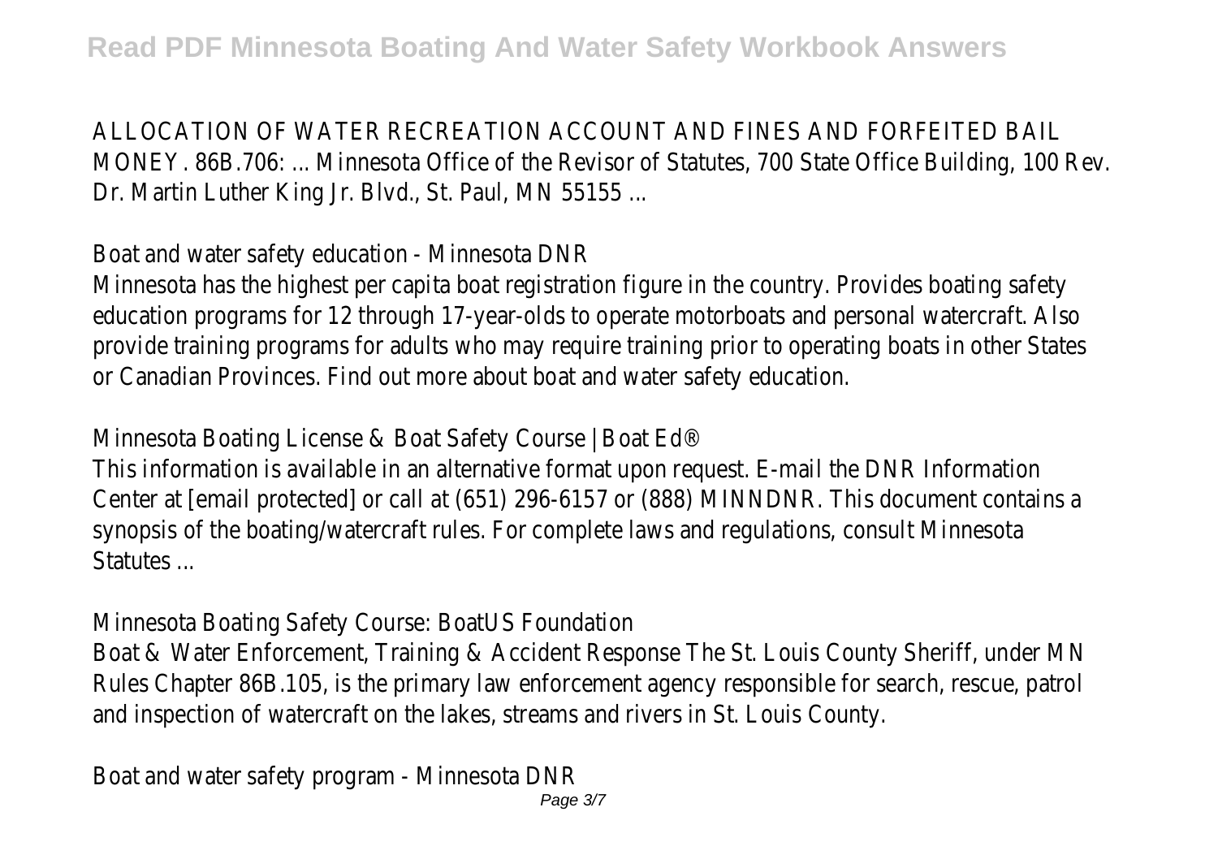ALLOCATION OF WATER RECREATION ACCOUNT AND FINES AND FORFEITED BAIL MONEY. 86B.706: ... Minnesota Office of the Revisor of Statutes, 700 State Office Building, 100 Rev. Dr. Martin Luther King Jr. Blvd., St. Paul, MN 55155 ...

Boat and water safety education - Minnesota DNR

Minnesota has the highest per capita boat registration figure in the country. Provides boating safety education programs for 12 through 17-year-olds to operate motorboats and personal watercraft. Also provide training programs for adults who may require training prior to operating boats in other States or Canadian Provinces. Find out more about boat and water safety education.

Minnesota Boating License & Boat Safety Course | Boat Ed®

This information is available in an alternative format upon request. E-mail the DNR Information Center at [email protected] or call at (651) 296-6157 or (888) MINNDNR. This document contains a synopsis of the boating/watercraft rules. For complete laws and regulations, consult Minnesota Statutes ...

Minnesota Boating Safety Course: BoatUS Foundation

Boat & Water Enforcement, Training & Accident Response The St. Louis County Sheriff, under MN Rules Chapter 86B.105, is the primary law enforcement agency responsible for search, rescue, patrol and inspection of watercraft on the lakes, streams and rivers in St. Louis County.

Boat and water safety program - Minnesota DNR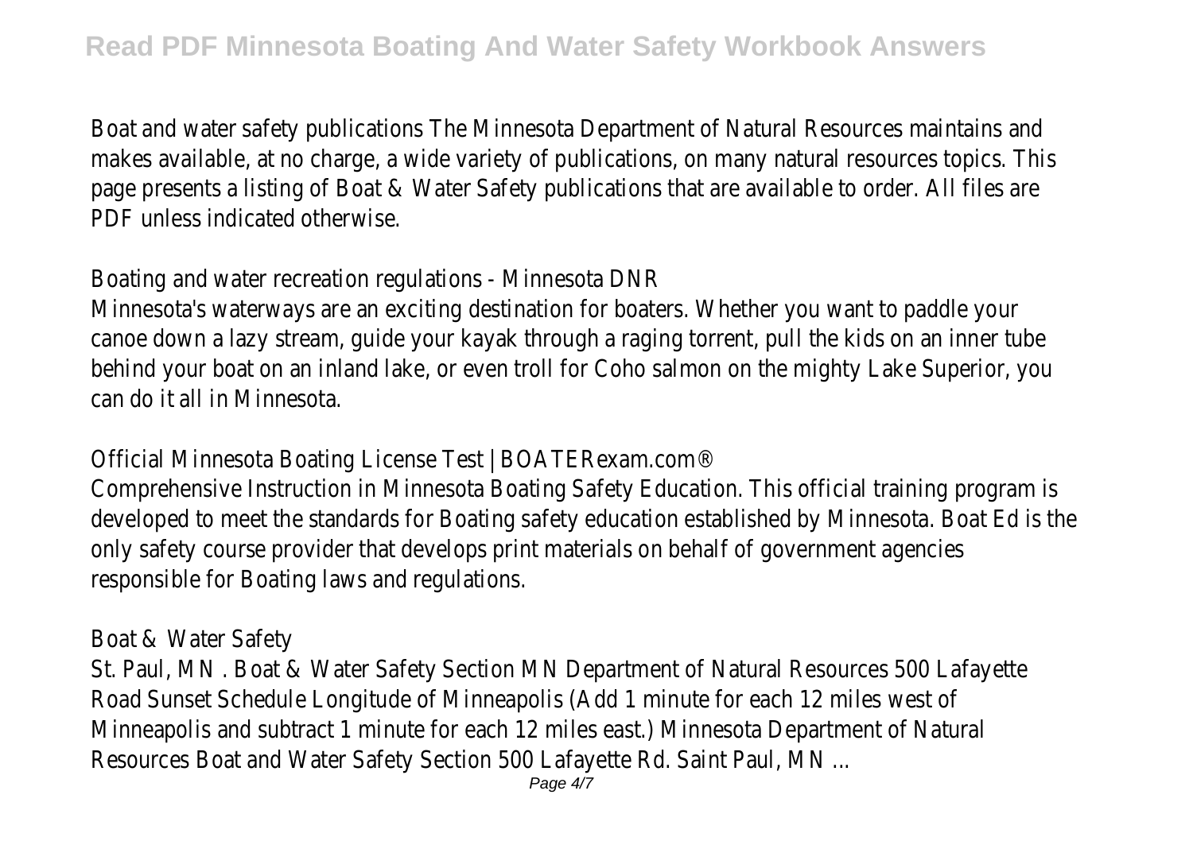Boat and water safety publications The Minnesota Department of Natural Resources maintains and makes available, at no charge, a wide variety of publications, on many natural resources topics. This page presents a listing of Boat & Water Safety publications that are available to order. All files are PDF unless indicated otherwise.

Boating and water recreation regulations - Minnesota DNR

Minnesota's waterways are an exciting destination for boaters. Whether you want to paddle your canoe down a lazy stream, guide your kayak through a raging torrent, pull the kids on an inner tube behind your boat on an inland lake, or even troll for Coho salmon on the mighty Lake Superior, you can do it all in Minnesota.

Official Minnesota Boating License Test | BOATERexam.com®

Comprehensive Instruction in Minnesota Boating Safety Education. This official training program is developed to meet the standards for Boating safety education established by Minnesota. Boat Ed is the only safety course provider that develops print materials on behalf of government agencies responsible for Boating laws and regulations.

Boat & Water Safety

St. Paul, MN . Boat & Water Safety Section MN Department of Natural Resources 500 Lafayette Road Sunset Schedule Longitude of Minneapolis (Add 1 minute for each 12 miles west of Minneapolis and subtract 1 minute for each 12 miles east.) Minnesota Department of Natural Resources Boat and Water Safety Section 500 Lafayette Rd. Saint Paul, MN ...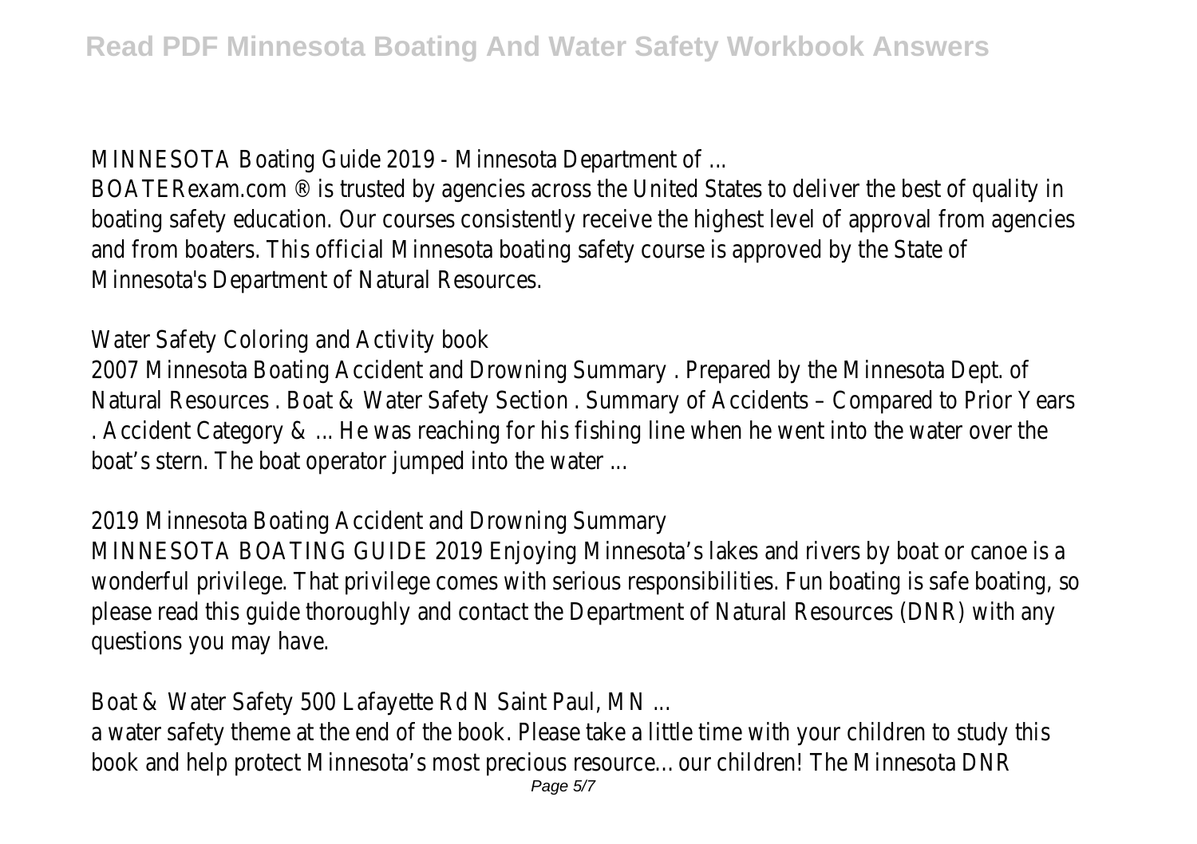MINNESOTA Boating Guide 2019 - Minnesota Department of ...

BOATERexam.com ® is trusted by agencies across the United States to deliver the best of quality in boating safety education. Our courses consistently receive the highest level of approval from agencies and from boaters. This official Minnesota boating safety course is approved by the State of Minnesota's Department of Natural Resources.

Water Safety Coloring and Activity book

2007 Minnesota Boating Accident and Drowning Summary . Prepared by the Minnesota Dept. of Natural Resources . Boat & Water Safety Section . Summary of Accidents – Compared to Prior Years . Accident Category & ... He was reaching for his fishing line when he went into the water over the boat's stern. The boat operator jumped into the water ...

2019 Minnesota Boating Accident and Drowning Summary

MINNESOTA BOATING GUIDE 2019 Enjoying Minnesota's lakes and rivers by boat or canoe is a wonderful privilege. That privilege comes with serious responsibilities. Fun boating is safe boating, so please read this guide thoroughly and contact the Department of Natural Resources (DNR) with any questions you may have.

Boat & Water Safety 500 Lafayette Rd N Saint Paul, MN ...

a water safety theme at the end of the book. Please take a little time with your children to study this book and help protect Minnesota's most precious resource... our children! The Minnesota DNR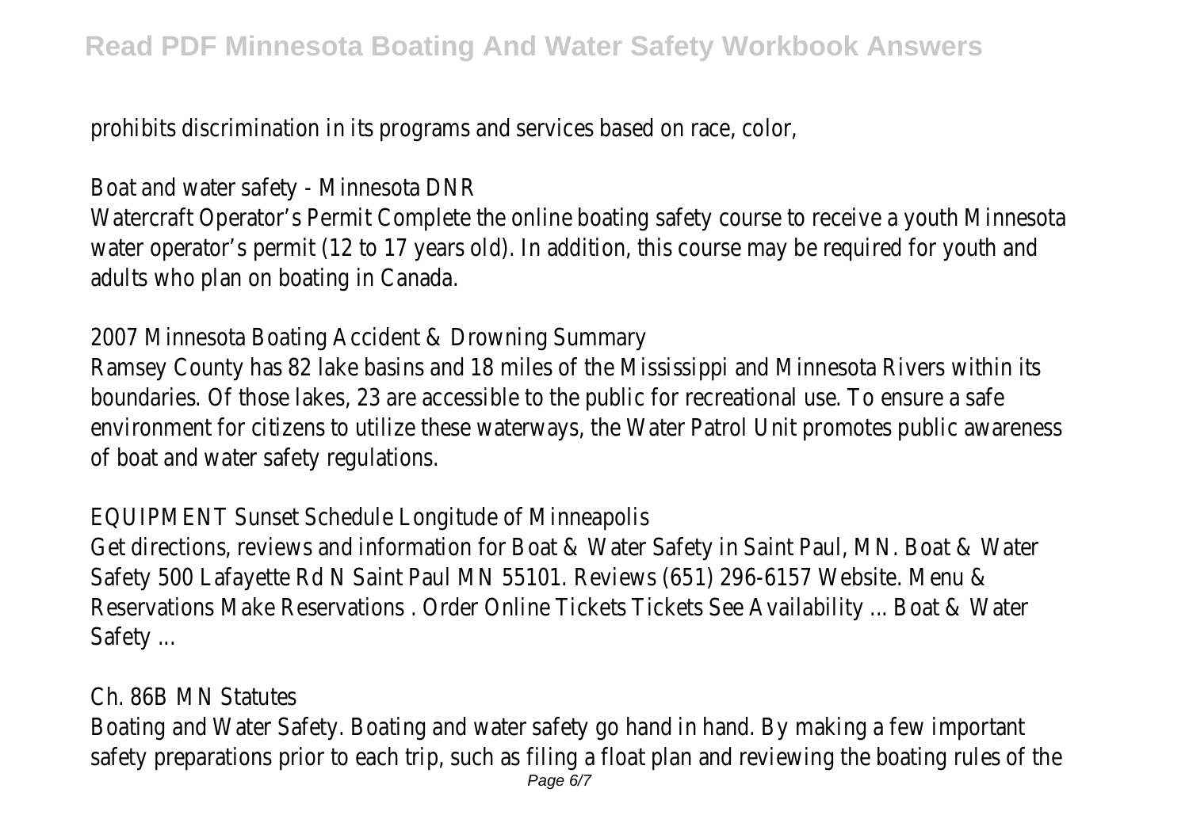prohibits discrimination in its programs and services based on race, color,

Boat and water safety - Minnesota DNR

Watercraft Operator's Permit Complete the online boating safety course to receive a youth Minnesota water operator's permit (12 to 17 years old). In addition, this course may be required for youth and adults who plan on boating in Canada.

2007 Minnesota Boating Accident & Drowning Summary

Ramsey County has 82 lake basins and 18 miles of the Mississippi and Minnesota Rivers within its boundaries. Of those lakes, 23 are accessible to the public for recreational use. To ensure a safe environment for citizens to utilize these waterways, the Water Patrol Unit promotes public awareness of boat and water safety regulations.

EQUIPMENT Sunset Schedule Longitude of Minneapolis

Get directions, reviews and information for Boat & Water Safety in Saint Paul, MN. Boat & Water Safety 500 Lafayette Rd N Saint Paul MN 55101. Reviews (651) 296-6157 Website. Menu & Reservations Make Reservations . Order Online Tickets Tickets See Availability ... Boat & Water Safety ...

Ch. 86B MN Statutes

Boating and Water Safety. Boating and water safety go hand in hand. By making a few important safety preparations prior to each trip, such as filing a float plan and reviewing the boating rules of the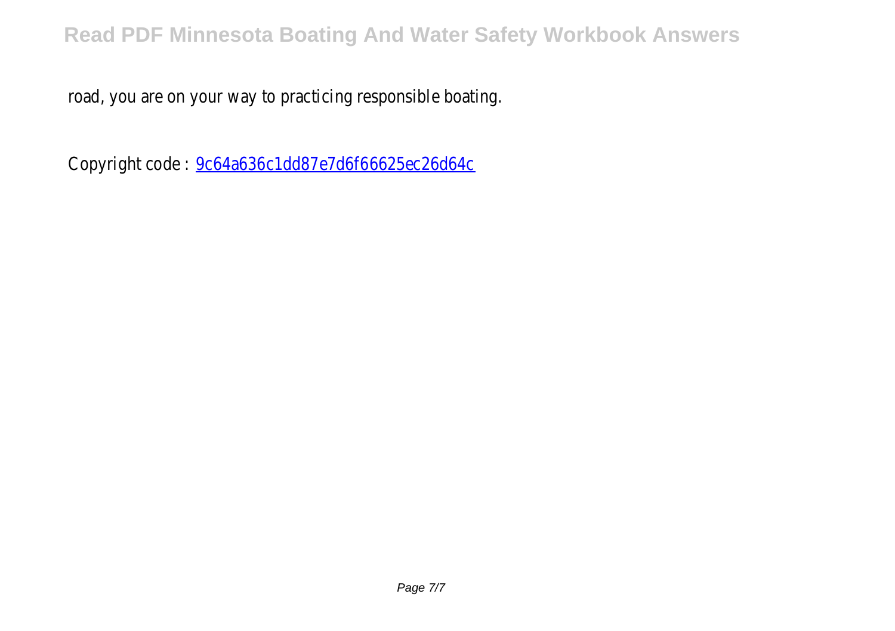road, you are on your way to practicing responsible boating.

Copyright code : 9c64a636c1dd87e7d6f66625ec26d64c